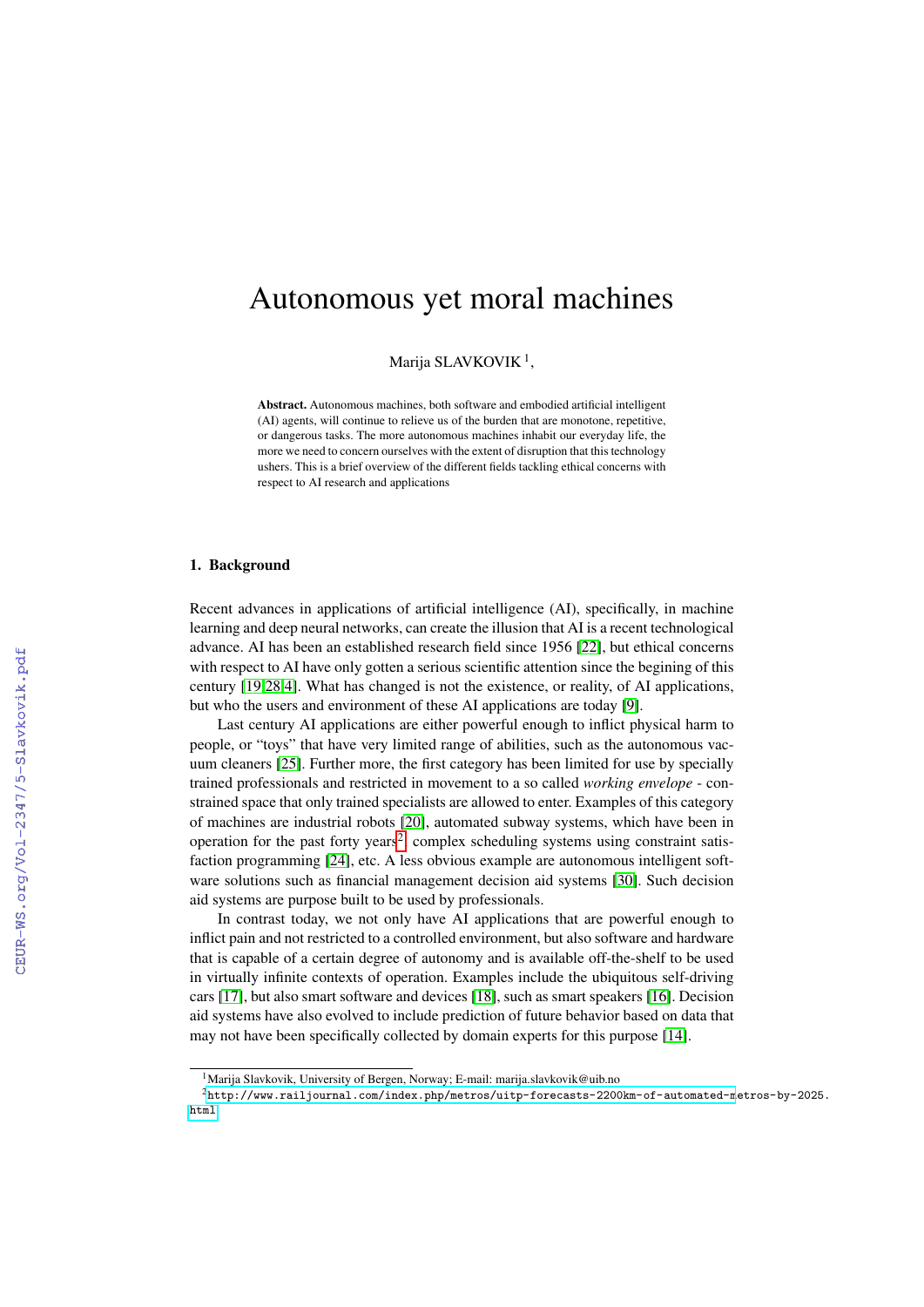# Autonomous yet moral machines

Marija SLAVKOVIK [1],

**Abstract.** Autonomous machines, both software and embodied artificial intelligent (AI) agents, will continue to relieve us of the burden that are monotone, repetitive, or dangerous tasks. The more autonomous machines inhabit our everyday life, the more we need to concern ourselves with the extent of disruption that this technology ushers. This is a brief overview of the different fields tackling ethical concerns with respect to AI research and applications

## 1. Background

Recent advances in applications of artificial intelligence (AI), specifically, in machine learning and deep neural networks, can create the illusion that AI is a recent technological advance. AI has been an established research field since 1956 [22], but ethical concerns with respect to AI have only gotten a serious scientific attention since the begining of this century [19,28,4]. What has changed is not the existence, or reality, of AI applications, but who the users and environment of these AI applications are today [9].

Last century AI applications are either powerful enough to inflict physical harm to people, or "toys" that have very limited range of abilities, such as the autonomous vacuum cleaners [25]. Further more, the first category has been limited for use by specially trained professionals and restricted in movement to a so called *working envelope* - constrained space that only trained specialists are allowed to enter. Examples of this category of machines are industrial robots [20], automated subway systems, which have been in operation for the past forty years[2], complex scheduling systems using constraint satisfaction programming [24], etc. A less obvious example are autonomous intelligent software solutions such as financial management decision aid systems [30]. Such decision aid systems are purpose built to be used by professionals.

In contrast today, we not only have AI applications that are powerful enough to inflict pain and not restricted to a controlled environment, but also software and hardware that is capable of a certain degree of autonomy and is available off-the-shelf to be used in virtually infinite contexts of operation. Examples include the ubiquitous self-driving cars [17], but also smart software and devices [18], such as smart speakers [16]. Decision aid systems have also evolved to include prediction of future behavior based on data that may not have been specifically collected by domain experts for this purpose [14].

[1] Marija Slavkovik, University of Bergen, Norway; E-mail: marija.slavkovik@uib.no

[2] http://www.railjournal.com/index.php/metros/uitp-forecasts-2200km-of-automated-metros-by-2025.html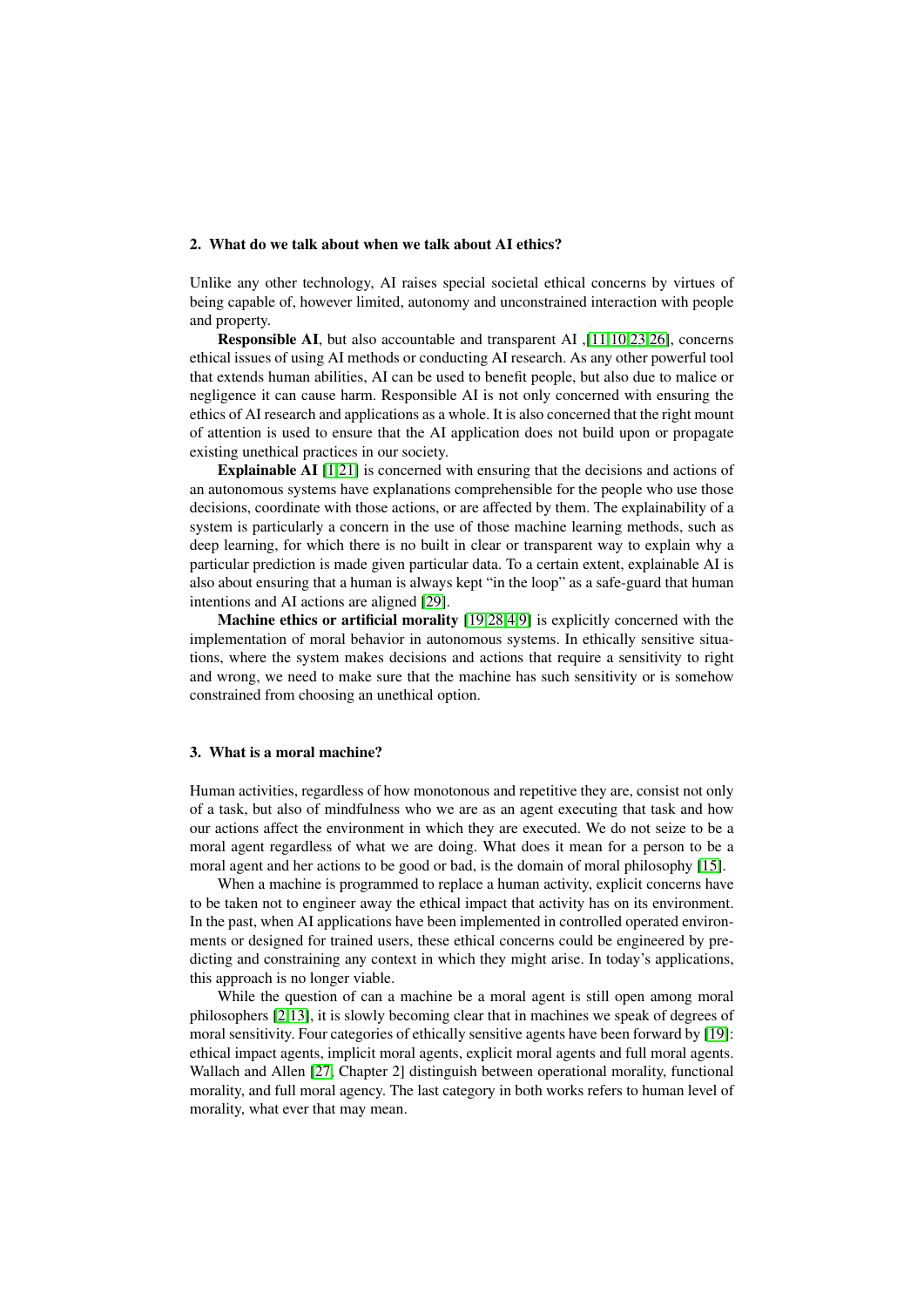## 2. What do we talk about when we talk about AI ethics?

Unlike any other technology, AI raises special societal ethical concerns by virtues of being capable of, however limited, autonomy and unconstrained interaction with people and property.

**Responsible AI**, but also accountable and transparent AI ,[11,10,23,26], concerns ethical issues of using AI methods or conducting AI research. As any other powerful tool that extends human abilities, AI can be used to benefit people, but also due to malice or negligence it can cause harm. Responsible AI is not only concerned with ensuring the ethics of AI research and applications as a whole. It is also concerned that the right mount of attention is used to ensure that the AI application does not build upon or propagate existing unethical practices in our society.

**Explainable AI** [1,21] is concerned with ensuring that the decisions and actions of an autonomous systems have explanations comprehensible for the people who use those decisions, coordinate with those actions, or are affected by them. The explainability of a system is particularly a concern in the use of those machine learning methods, such as deep learning, for which there is no built in clear or transparent way to explain why a particular prediction is made given particular data. To a certain extent, explainable AI is also about ensuring that a human is always kept "in the loop" as a safe-guard that human intentions and AI actions are aligned [29].

**Machine ethics or artificial morality** [19,28,4,9] is explicitly concerned with the implementation of moral behavior in autonomous systems. In ethically sensitive situations, where the system makes decisions and actions that require a sensitivity to right and wrong, we need to make sure that the machine has such sensitivity or is somehow constrained from choosing an unethical option.

## 3. What is a moral machine?

Human activities, regardless of how monotonous and repetitive they are, consist not only of a task, but also of mindfulness who we are as an agent executing that task and how our actions affect the environment in which they are executed. We do not seize to be a moral agent regardless of what we are doing. What does it mean for a person to be a moral agent and her actions to be good or bad, is the domain of moral philosophy [15].

When a machine is programmed to replace a human activity, explicit concerns have to be taken not to engineer away the ethical impact that activity has on its environment. In the past, when AI applications have been implemented in controlled operated environments or designed for trained users, these ethical concerns could be engineered by predicting and constraining any context in which they might arise. In today's applications, this approach is no longer viable.

While the question of can a machine be a moral agent is still open among moral philosophers [2,13], it is slowly becoming clear that in machines we speak of degrees of moral sensitivity. Four categories of ethically sensitive agents have been forward by [19]: ethical impact agents, implicit moral agents, explicit moral agents and full moral agents. Wallach and Allen [27, Chapter 2] distinguish between operational morality, functional morality, and full moral agency. The last category in both works refers to human level of morality, what ever that may mean.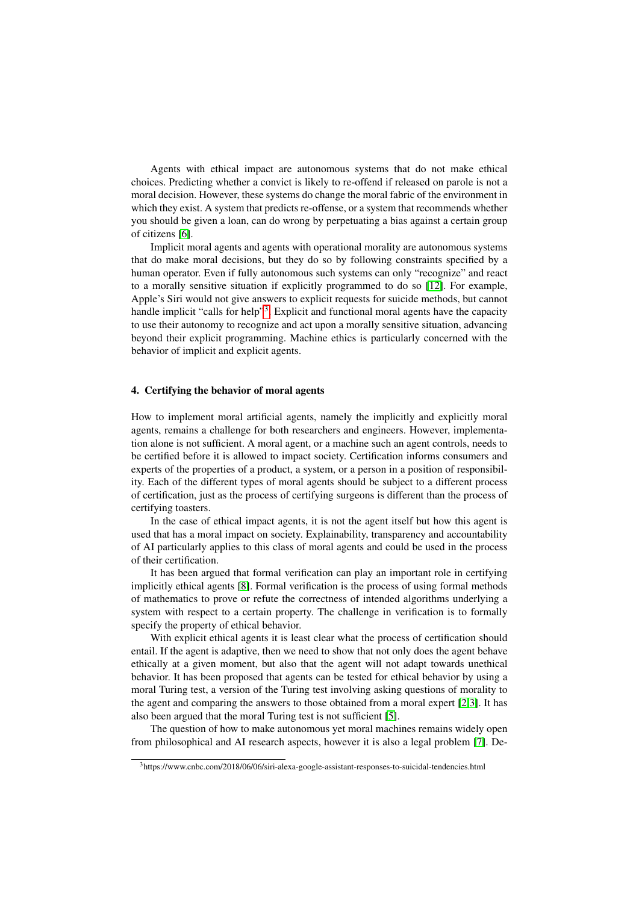Agents with ethical impact are autonomous systems that do not make ethical choices. Predicting whether a convict is likely to re-offend if released on parole is not a moral decision. However, these systems do change the moral fabric of the environment in which they exist. A system that predicts re-offense, or a system that recommends whether you should be given a loan, can do wrong by perpetuating a bias against a certain group of citizens [6].

Implicit moral agents and agents with operational morality are autonomous systems that do make moral decisions, but they do so by following constraints specified by a human operator. Even if fully autonomous such systems can only "recognize" and react to a morally sensitive situation if explicitly programmed to do so [12]. For example, Apple's Siri would not give answers to explicit requests for suicide methods, but cannot handle implicit "calls for help"[3]. Explicit and functional moral agents have the capacity to use their autonomy to recognize and act upon a morally sensitive situation, advancing beyond their explicit programming. Machine ethics is particularly concerned with the behavior of implicit and explicit agents.

## 4. Certifying the behavior of moral agents

How to implement moral artificial agents, namely the implicitly and explicitly moral agents, remains a challenge for both researchers and engineers. However, implementation alone is not sufficient. A moral agent, or a machine such an agent controls, needs to be certified before it is allowed to impact society. Certification informs consumers and experts of the properties of a product, a system, or a person in a position of responsibility. Each of the different types of moral agents should be subject to a different process of certification, just as the process of certifying surgeons is different than the process of certifying toasters.

In the case of ethical impact agents, it is not the agent itself but how this agent is used that has a moral impact on society. Explainability, transparency and accountability of AI particularly applies to this class of moral agents and could be used in the process of their certification.

It has been argued that formal verification can play an important role in certifying implicitly ethical agents [8]. Formal verification is the process of using formal methods of mathematics to prove or refute the correctness of intended algorithms underlying a system with respect to a certain property. The challenge in verification is to formally specify the property of ethical behavior.

With explicit ethical agents it is least clear what the process of certification should entail. If the agent is adaptive, then we need to show that not only does the agent behave ethically at a given moment, but also that the agent will not adapt towards unethical behavior. It has been proposed that agents can be tested for ethical behavior by using a moral Turing test, a version of the Turing test involving asking questions of morality to the agent and comparing the answers to those obtained from a moral expert [2,3]. It has also been argued that the moral Turing test is not sufficient [5].

The question of how to make autonomous yet moral machines remains widely open from philosophical and AI research aspects, however it is also a legal problem [7]. De-

[3] https://www.cnbc.com/2018/06/06/siri-alexa-google-assistant-responses-to-suicidal-tendencies.html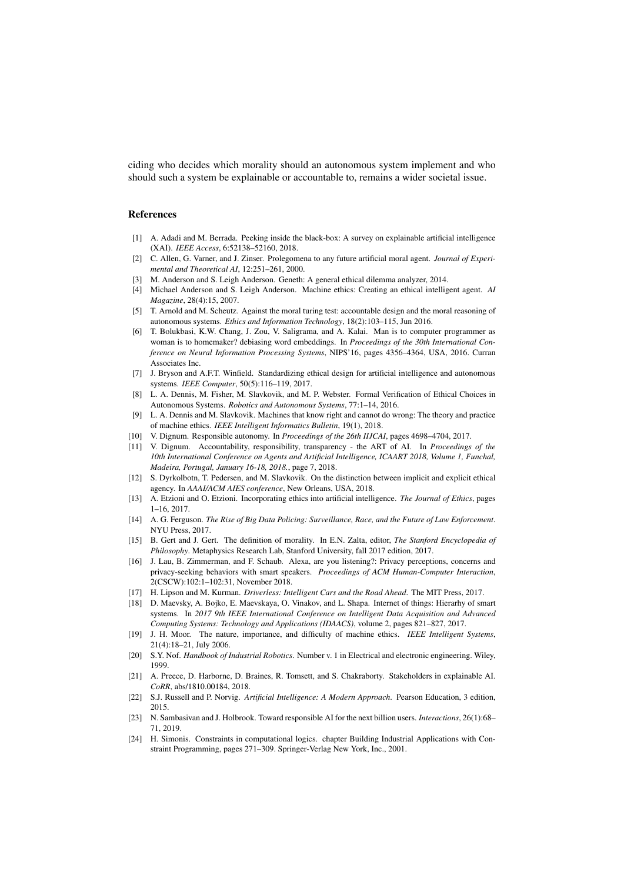ciding who decides which morality should an autonomous system implement and who should such a system be explainable or accountable to, remains a wider societal issue.

## References

[1] A. Adadi and M. Berrada. Peeking inside the black-box: A survey on explainable artificial intelligence (XAI). *IEEE Access*, 6:52138–52160, 2018.

[2] C. Allen, G. Varner, and J. Zinser. Prolegomena to any future artificial moral agent. *Journal of Experimental and Theoretical AI*, 12:251–261, 2000.

[3] M. Anderson and S. Leigh Anderson. Geneth: A general ethical dilemma analyzer, 2014.

[4] Michael Anderson and S. Leigh Anderson. Machine ethics: Creating an ethical intelligent agent. *AI Magazine*, 28(4):15, 2007.

[5] T. Arnold and M. Scheutz. Against the moral turing test: accountable design and the moral reasoning of autonomous systems. *Ethics and Information Technology*, 18(2):103–115, Jun 2016.

[6] T. Bolukbasi, K.W. Chang, J. Zou, V. Saligrama, and A. Kalai. Man is to computer programmer as woman is to homemaker? debiasing word embeddings. In *Proceedings of the 30th International Conference on Neural Information Processing Systems*, NIPS'16, pages 4356–4364, USA, 2016. Curran Associates Inc.

[7] J. Bryson and A.F.T. Winfield. Standardizing ethical design for artificial intelligence and autonomous systems. *IEEE Computer*, 50(5):116–119, 2017.

[8] L. A. Dennis, M. Fisher, M. Slavkovik, and M. P. Webster. Formal Verification of Ethical Choices in Autonomous Systems. *Robotics and Autonomous Systems*, 77:1–14, 2016.

[9] L. A. Dennis and M. Slavkovik. Machines that know right and cannot do wrong: The theory and practice of machine ethics. *IEEE Intelligent Informatics Bulletin*, 19(1), 2018.

[10] V. Dignum. Responsible autonomy. In *Proceedings of the 26th IIJCAI*, pages 4698–4704, 2017.

[11] V. Dignum. Accountability, responsibility, transparency - the ART of AI. In *Proceedings of the 10th International Conference on Agents and Artificial Intelligence, ICAART 2018, Volume 1, Funchal, Madeira, Portugal, January 16-18, 2018.*, page 7, 2018.

[12] S. Dyrkolbotn, T. Pedersen, and M. Slavkovik. On the distinction between implicit and explicit ethical agency. In *AAAI/ACM AIES conference*, New Orleans, USA, 2018.

[13] A. Etzioni and O. Etzioni. Incorporating ethics into artificial intelligence. *The Journal of Ethics*, pages 1–16, 2017.

[14] A. G. Ferguson. *The Rise of Big Data Policing: Surveillance, Race, and the Future of Law Enforcement*. NYU Press, 2017.

[15] B. Gert and J. Gert. The definition of morality. In E.N. Zalta, editor, *The Stanford Encyclopedia of Philosophy*. Metaphysics Research Lab, Stanford University, fall 2017 edition, 2017.

[16] J. Lau, B. Zimmerman, and F. Schaub. Alexa, are you listening?: Privacy perceptions, concerns and privacy-seeking behaviors with smart speakers. *Proceedings of ACM Human-Computer Interaction*, 2(CSCW):102:1–102:31, November 2018.

[17] H. Lipson and M. Kurman. *Driverless: Intelligent Cars and the Road Ahead*. The MIT Press, 2017.

[18] D. Maevsky, A. Bojko, E. Maevskaya, O. Vinakov, and L. Shapa. Internet of things: Hierarhy of smart systems. In *2017 9th IEEE International Conference on Intelligent Data Acquisition and Advanced Computing Systems: Technology and Applications (IDAACS)*, volume 2, pages 821–827, 2017.

[19] J. H. Moor. The nature, importance, and difficulty of machine ethics. *IEEE Intelligent Systems*, 21(4):18–21, July 2006.

[20] S.Y. Nof. *Handbook of Industrial Robotics*. Number v. 1 in Electrical and electronic engineering. Wiley, 1999.

[21] A. Preece, D. Harborne, D. Braines, R. Tomsett, and S. Chakraborty. Stakeholders in explainable AI. *CoRR*, abs/1810.00184, 2018.

[22] S.J. Russell and P. Norvig. *Artificial Intelligence: A Modern Approach*. Pearson Education, 3 edition, 2015.

[23] N. Sambasivan and J. Holbrook. Toward responsible AI for the next billion users. *Interactions*, 26(1):68–71, 2019.

[24] H. Simonis. Constraints in computational logics. chapter Building Industrial Applications with Constraint Programming, pages 271–309. Springer-Verlag New York, Inc., 2001.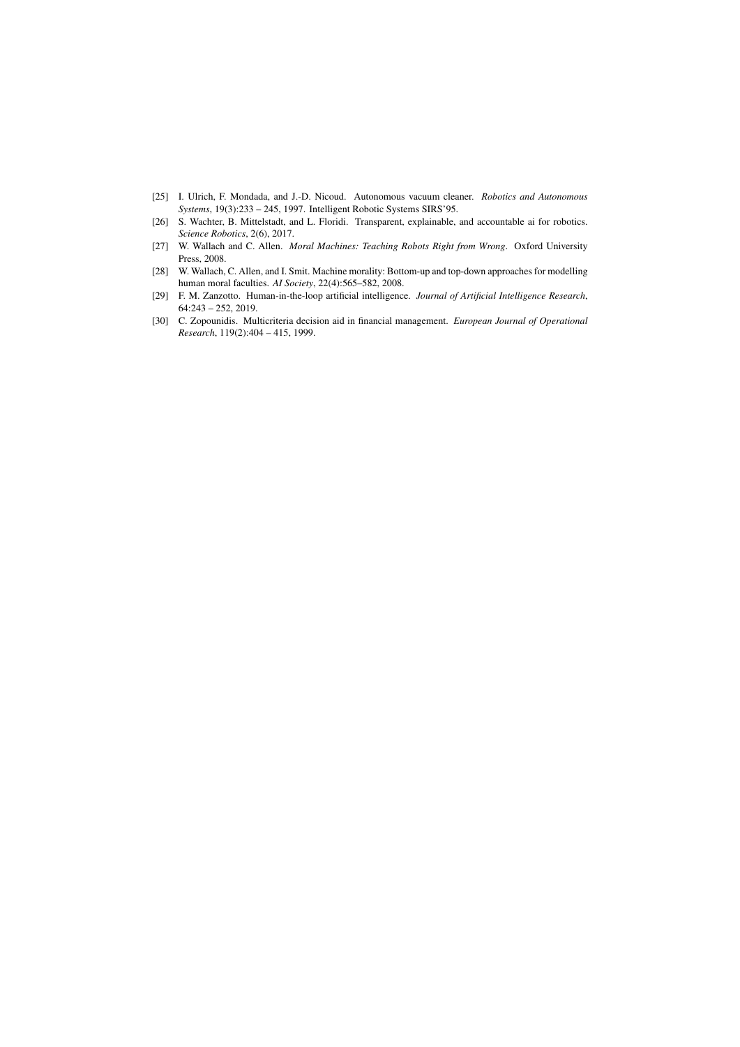[25] I. Ulrich, F. Mondada, and J.-D. Nicoud. Autonomous vacuum cleaner. *Robotics and Autonomous Systems*, 19(3):233 – 245, 1997. Intelligent Robotic Systems SIRS'95.

[26] S. Wachter, B. Mittelstadt, and L. Floridi. Transparent, explainable, and accountable ai for robotics. *Science Robotics*, 2(6), 2017.

[27] W. Wallach and C. Allen. *Moral Machines: Teaching Robots Right from Wrong*. Oxford University Press, 2008.

[28] W. Wallach, C. Allen, and I. Smit. Machine morality: Bottom-up and top-down approaches for modelling human moral faculties. *AI Society*, 22(4):565–582, 2008.

[29] F. M. Zanzotto. Human-in-the-loop artificial intelligence. *Journal of Artificial Intelligence Research*, 64:243 – 252, 2019.

[30] C. Zopounidis. Multicriteria decision aid in financial management. *European Journal of Operational Research*, 119(2):404 – 415, 1999.